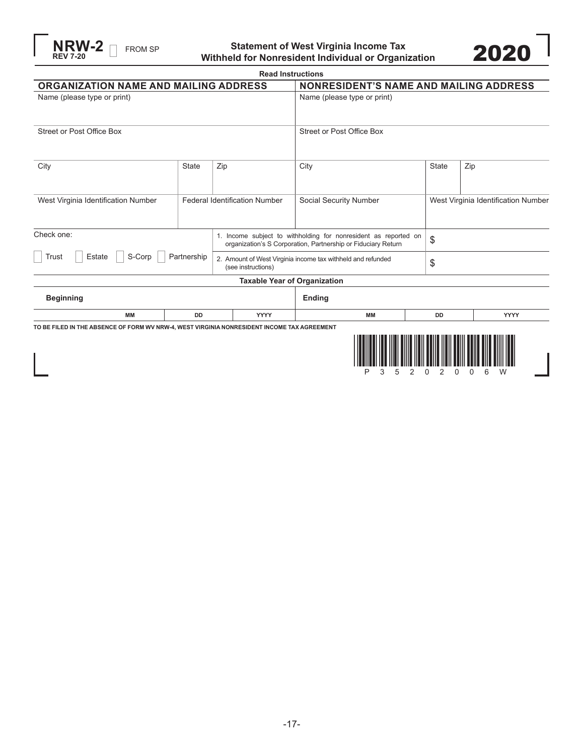**NRW-2** ☐ FROM SP
REV 7-20

# Statement of West Virginia Income Tax Withheld for Nonresident Individual or Organization

# 2020

Read Instructions

| ORGANIZATION NAME AND MAILING ADDRESS | | | NONRESIDENT'S NAME AND MAILING ADDRESS | | |
|---|---|---|---|---|---|
| Name (please type or print) | | | Name (please type or print) | | |
| Street or Post Office Box | | | Street or Post Office Box | | |
| City | State | Zip | City | State | Zip |
| West Virginia Identification Number | Federal Identification Number | | Social Security Number | West Virginia Identification Number | |

Check one:

☐ Trust ☐ Estate ☐ S-Corp ☐ Partnership

| | |
|---|---|
| 1. Income subject to withholding for nonresident as reported on organization's S Corporation, Partnership or Fiduciary Return | $ |
| 2. Amount of West Virginia income tax withheld and refunded (see instructions) | $ |

**Taxable Year of Organization**

| Beginning | | | Ending | | |
|---|---|---|---|---|---|
| MM | DD | YYYY | MM | DD | YYYY |

TO BE FILED IN THE ABSENCE OF FORM WV NRW-4, WEST VIRGINIA NONRESIDENT INCOME TAX AGREEMENT

P 3 5 2 0 2 0 0 6 W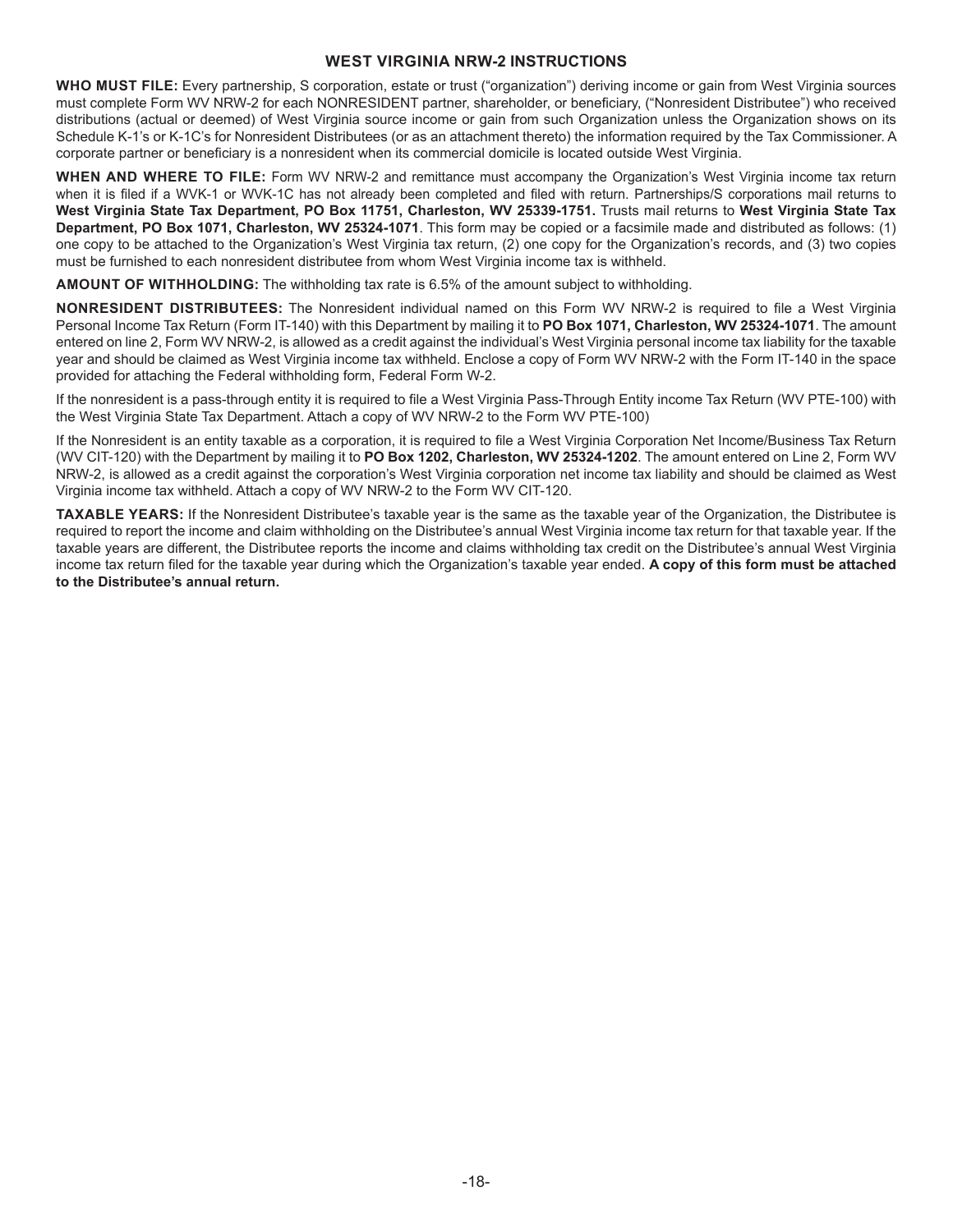## WEST VIRGINIA NRW-2 INSTRUCTIONS

**WHO MUST FILE:** Every partnership, S corporation, estate or trust ("organization") deriving income or gain from West Virginia sources must complete Form WV NRW-2 for each NONRESIDENT partner, shareholder, or beneficiary, ("Nonresident Distributee") who received distributions (actual or deemed) of West Virginia source income or gain from such Organization unless the Organization shows on its Schedule K-1's or K-1C's for Nonresident Distributees (or as an attachment thereto) the information required by the Tax Commissioner. A corporate partner or beneficiary is a nonresident when its commercial domicile is located outside West Virginia.

**WHEN AND WHERE TO FILE:** Form WV NRW-2 and remittance must accompany the Organization's West Virginia income tax return when it is filed if a WVK-1 or WVK-1C has not already been completed and filed with return. Partnerships/S corporations mail returns to **West Virginia State Tax Department, PO Box 11751, Charleston, WV 25339-1751.** Trusts mail returns to **West Virginia State Tax Department, PO Box 1071, Charleston, WV 25324-1071**. This form may be copied or a facsimile made and distributed as follows: (1) one copy to be attached to the Organization's West Virginia tax return, (2) one copy for the Organization's records, and (3) two copies must be furnished to each nonresident distributee from whom West Virginia income tax is withheld.

**AMOUNT OF WITHHOLDING:** The withholding tax rate is 6.5% of the amount subject to withholding.

**NONRESIDENT DISTRIBUTEES:** The Nonresident individual named on this Form WV NRW-2 is required to file a West Virginia Personal Income Tax Return (Form IT-140) with this Department by mailing it to **PO Box 1071, Charleston, WV 25324-1071**. The amount entered on line 2, Form WV NRW-2, is allowed as a credit against the individual's West Virginia personal income tax liability for the taxable year and should be claimed as West Virginia income tax withheld. Enclose a copy of Form WV NRW-2 with the Form IT-140 in the space provided for attaching the Federal withholding form, Federal Form W-2.

If the nonresident is a pass-through entity it is required to file a West Virginia Pass-Through Entity income Tax Return (WV PTE-100) with the West Virginia State Tax Department. Attach a copy of WV NRW-2 to the Form WV PTE-100)

If the Nonresident is an entity taxable as a corporation, it is required to file a West Virginia Corporation Net Income/Business Tax Return (WV CIT-120) with the Department by mailing it to **PO Box 1202, Charleston, WV 25324-1202**. The amount entered on Line 2, Form WV NRW-2, is allowed as a credit against the corporation's West Virginia corporation net income tax liability and should be claimed as West Virginia income tax withheld. Attach a copy of WV NRW-2 to the Form WV CIT-120.

**TAXABLE YEARS:** If the Nonresident Distributee's taxable year is the same as the taxable year of the Organization, the Distributee is required to report the income and claim withholding on the Distributee's annual West Virginia income tax return for that taxable year. If the taxable years are different, the Distributee reports the income and claims withholding tax credit on the Distributee's annual West Virginia income tax return filed for the taxable year during which the Organization's taxable year ended. **A copy of this form must be attached to the Distributee's annual return.**